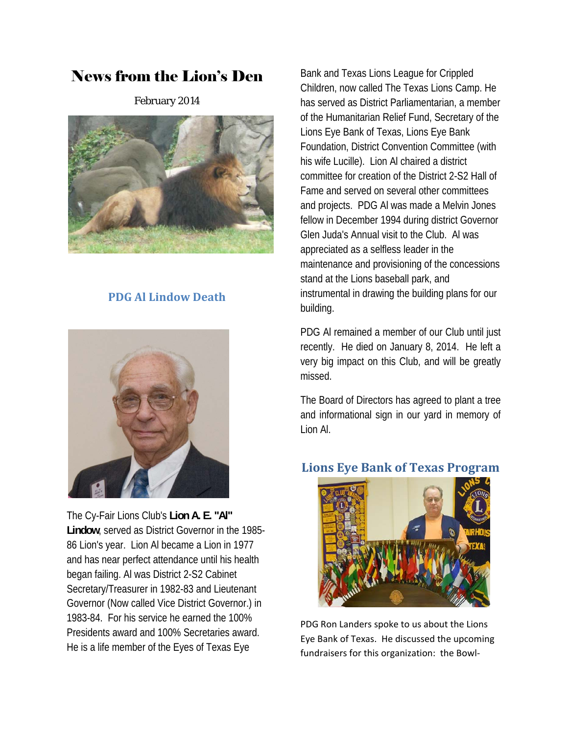# News from the Lion's Den

February 2014

## PDG Al Lindow Death

The Cy-Fair Lions Club's **Lion A. E. "Al" Lindow**, served as District Governor in the 1985-86 Lion's year. Lion Al became a Lion in 1977 and has near perfect attendance until his health began failing. Al was District 2-S2 Cabinet Secretary/Treasurer in 1982-83 and Lieutenant Governor (Now called Vice District Governor.) in 1983-84. For his service he earned the 100% Presidents award and 100% Secretaries award. He is a life member of the Eyes of Texas Eye Bank and Texas Lions League for Crippled Children, now called The Texas Lions Camp. He has served as District Parliamentarian, a member of the Humanitarian Relief Fund, Secretary of the Lions Eye Bank of Texas, Lions Eye Bank Foundation, District Convention Committee (with his wife Lucille). Lion Al chaired a district committee for creation of the District 2-S2 Hall of Fame and served on several other committees and projects. PDG Al was made a Melvin Jones fellow in December 1994 during district Governor Glen Juda's Annual visit to the Club. Al was appreciated as a selfless leader in the maintenance and provisioning of the concessions stand at the Lions baseball park, and instrumental in drawing the building plans for our building.

PDG Al remained a member of our Club until just recently. He died on January 8, 2014. He left a very big impact on this Club, and will be greatly missed.

The Board of Directors has agreed to plant a tree and informational sign in our yard in memory of Lion Al.

## Lions Eye Bank of Texas Program

PDG Ron Landers spoke to us about the Lions Eye Bank of Texas. He discussed the upcoming fundraisers for this organization: the Bowl-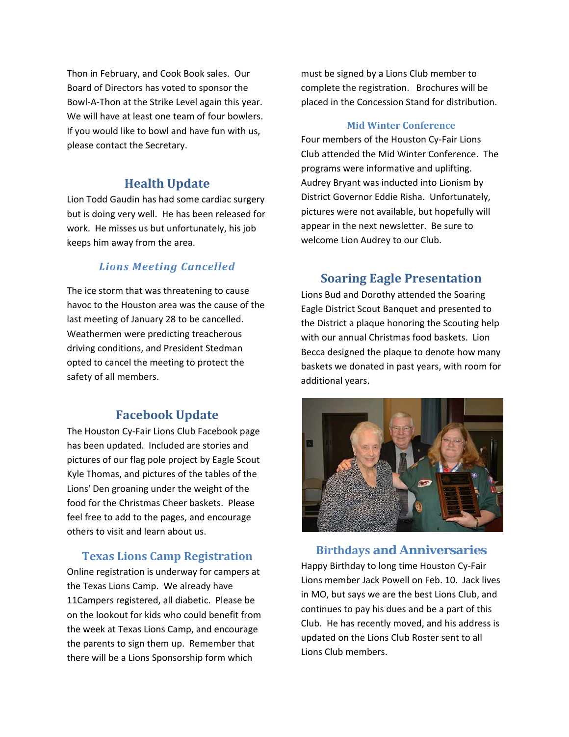Thon in February, and Cook Book sales. Our Board of Directors has voted to sponsor the Bowl-A-Thon at the Strike Level again this year. We will have at least one team of four bowlers. If you would like to bowl and have fun with us, please contact the Secretary.

## Health Update

Lion Todd Gaudin has had some cardiac surgery but is doing very well. He has been released for work. He misses us but unfortunately, his job keeps him away from the area.

### *Lions Meeting Cancelled*

The ice storm that was threatening to cause havoc to the Houston area was the cause of the last meeting of January 28 to be cancelled. Weathermen were predicting treacherous driving conditions, and President Stedman opted to cancel the meeting to protect the safety of all members.

## Facebook Update

The Houston Cy-Fair Lions Club Facebook page has been updated. Included are stories and pictures of our flag pole project by Eagle Scout Kyle Thomas, and pictures of the tables of the Lions' Den groaning under the weight of the food for the Christmas Cheer baskets. Please feel free to add to the pages, and encourage others to visit and learn about us.

## Texas Lions Camp Registration

Online registration is underway for campers at the Texas Lions Camp. We already have 11Campers registered, all diabetic. Please be on the lookout for kids who could benefit from the week at Texas Lions Camp, and encourage the parents to sign them up. Remember that there will be a Lions Sponsorship form which must be signed by a Lions Club member to complete the registration. Brochures will be placed in the Concession Stand for distribution.

### Mid Winter Conference

Four members of the Houston Cy-Fair Lions Club attended the Mid Winter Conference. The programs were informative and uplifting. Audrey Bryant was inducted into Lionism by District Governor Eddie Risha. Unfortunately, pictures were not available, but hopefully will appear in the next newsletter. Be sure to welcome Lion Audrey to our Club.

## Soaring Eagle Presentation

Lions Bud and Dorothy attended the Soaring Eagle District Scout Banquet and presented to the District a plaque honoring the Scouting help with our annual Christmas food baskets. Lion Becca designed the plaque to denote how many baskets we donated in past years, with room for additional years.

## Birthdays and Anniversaries

Happy Birthday to long time Houston Cy-Fair Lions member Jack Powell on Feb. 10. Jack lives in MO, but says we are the best Lions Club, and continues to pay his dues and be a part of this Club. He has recently moved, and his address is updated on the Lions Club Roster sent to all Lions Club members.